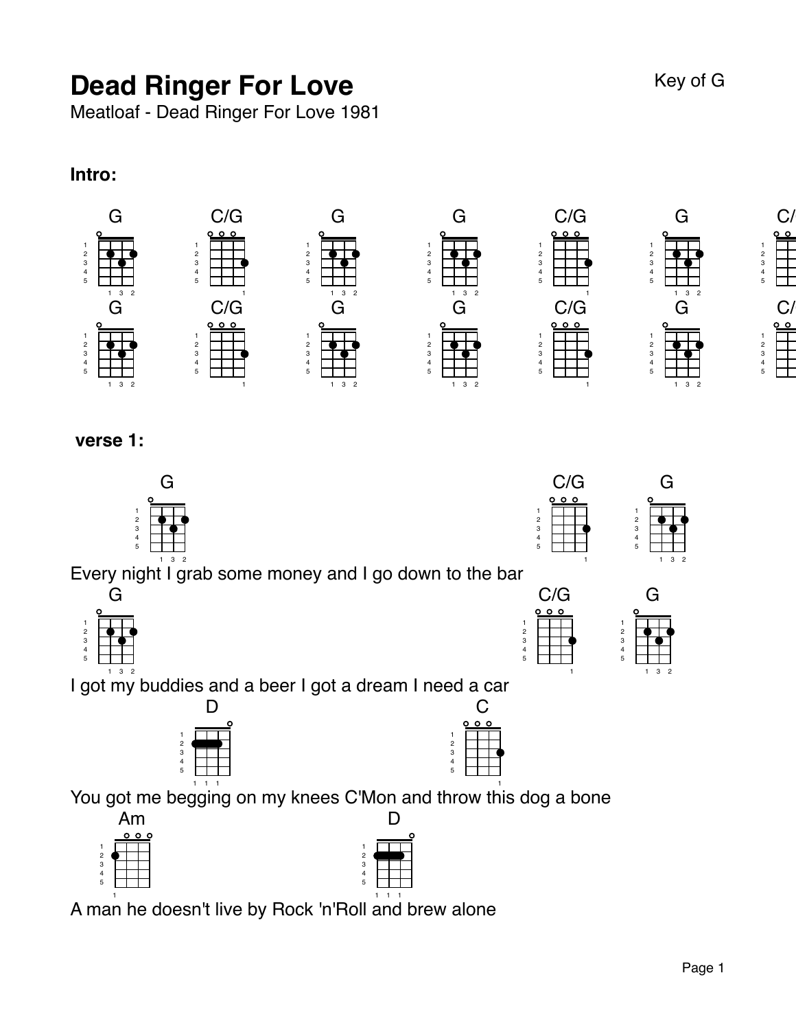# Dead Ringer For Love

Key of G

Meatloaf - Dead Ringer For Love 1981

**Intro:**

G C/G G G C/G G C/

G C/G G G C/G G C/

**verse 1:**

G C/G G

Every night I grab some money and I go down to the bar

G C/G G

I got my buddies and a beer I got a dream I need a car

D C

You got me begging on my knees C'Mon and throw this dog a bone

Am D

A man he doesn't live by Rock 'n'Roll and brew alone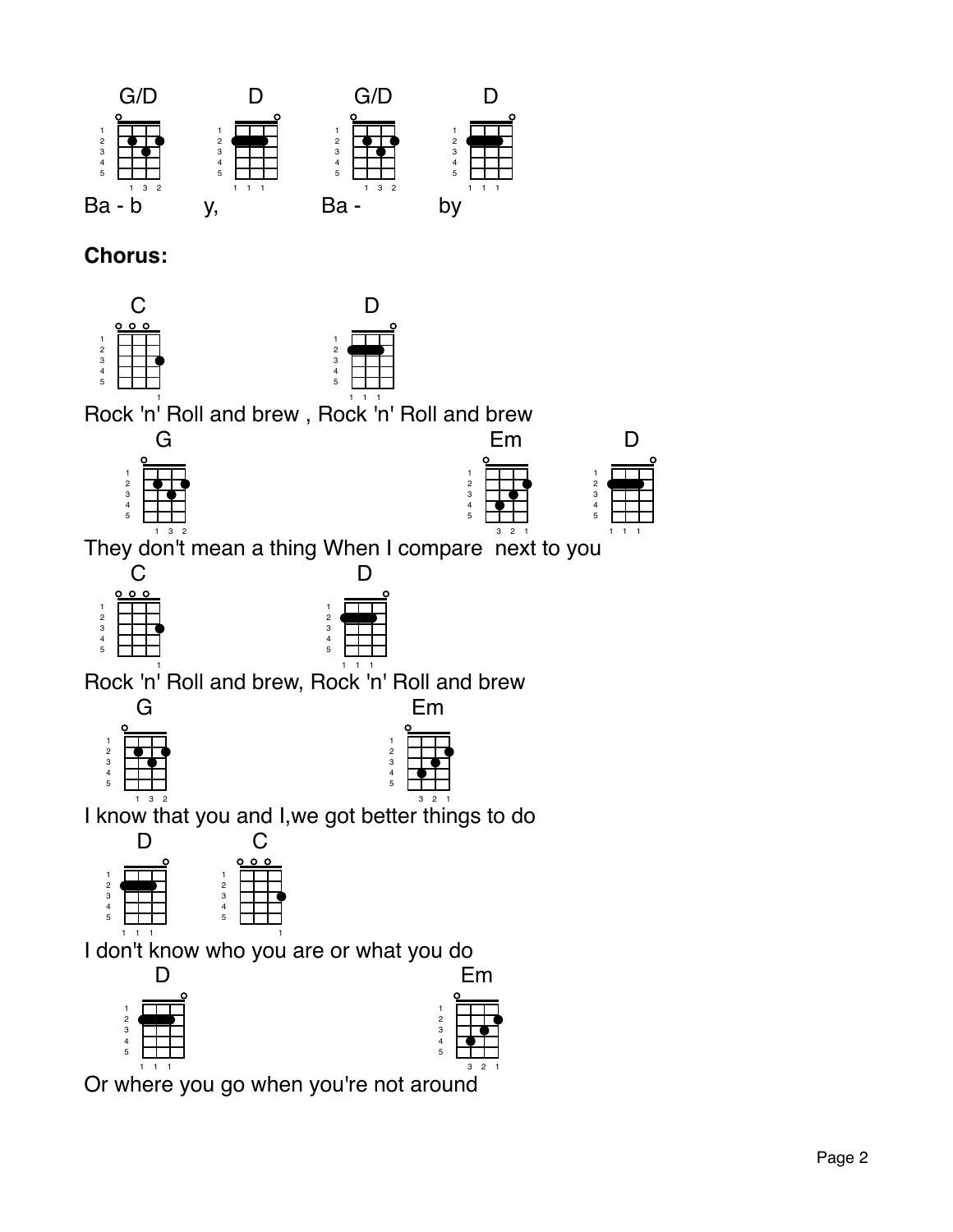G/D D G/D D

Ba - b y, Ba - by

**Chorus:**

C D

Rock 'n' Roll and brew , Rock 'n' Roll and brew

G Em D

They don't mean a thing When I compare next to you

C D

Rock 'n' Roll and brew, Rock 'n' Roll and brew

G Em

I know that you and I,we got better things to do

D C

I don't know who you are or what you do

D Em

Or where you go when you're not around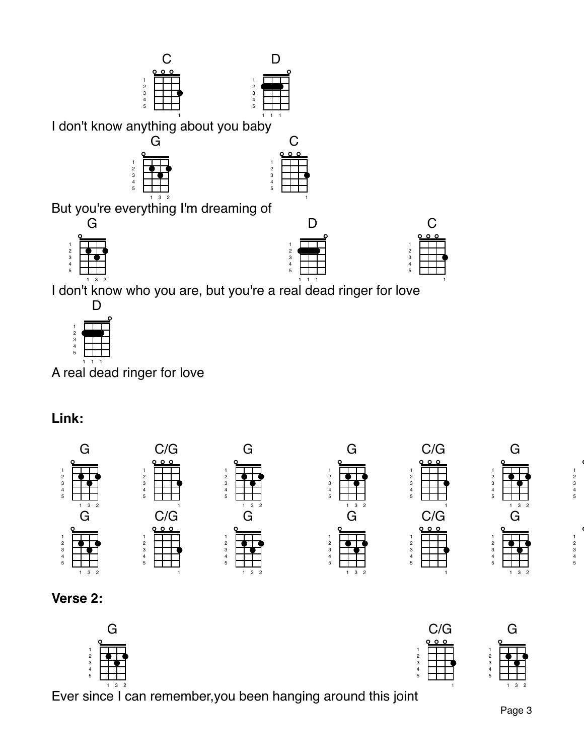C D

I don't know anything about you baby

G C

But you're everything I'm dreaming of

G D C

I don't know who you are, but you're a real dead ringer for love

D

A real dead ringer for love

**Link:**

G C/G G G C/G G

G C/G G G C/G G

**Verse 2:**

G C/G G

Ever since I can remember,you been hanging around this joint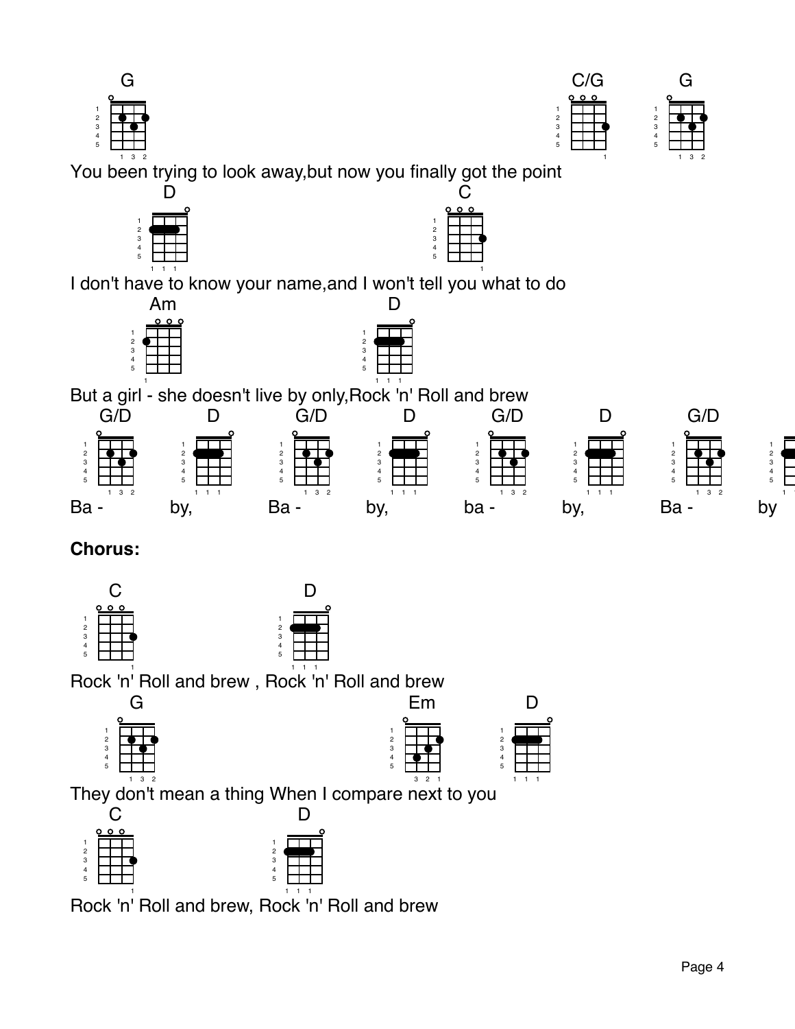G C/G G

You been trying to look away,but now you finally got the point

D C

I don't have to know your name,and I won't tell you what to do

Am D

But a girl - she doesn't live by only,Rock 'n' Roll and brew

G/D D G/D D G/D D G/D

Ba - by, Ba - by, ba - by, Ba - by

**Chorus:**

C D

Rock 'n' Roll and brew , Rock 'n' Roll and brew

G Em D

They don't mean a thing When I compare next to you

C D

Rock 'n' Roll and brew, Rock 'n' Roll and brew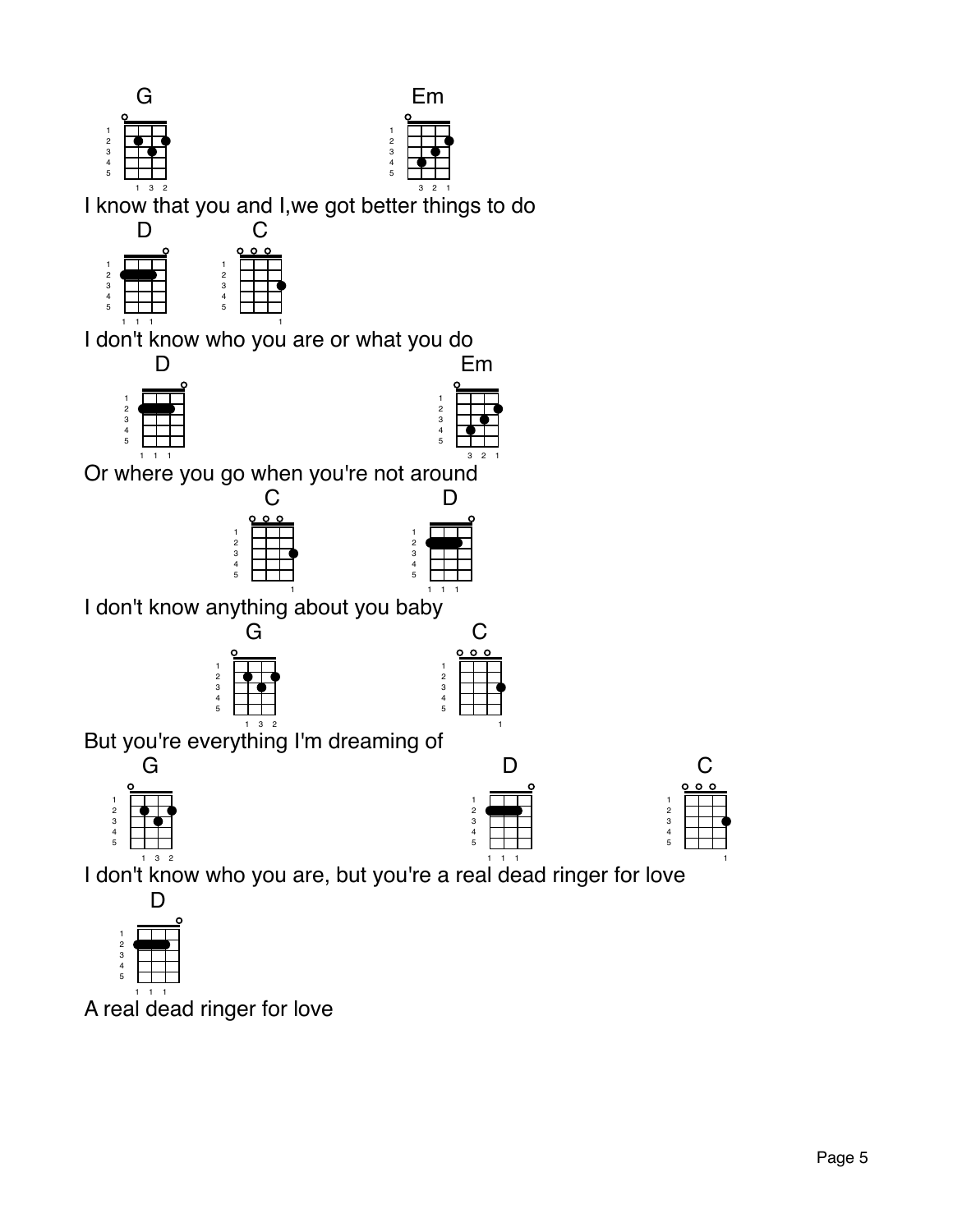G Em
I know that you and I,we got better things to do

D C
I don't know who you are or what you do

D Em
Or where you go when you're not around

C D
I don't know anything about you baby

G C
But you're everything I'm dreaming of

G D C
I don't know who you are, but you're a real dead ringer for love

D
A real dead ringer for love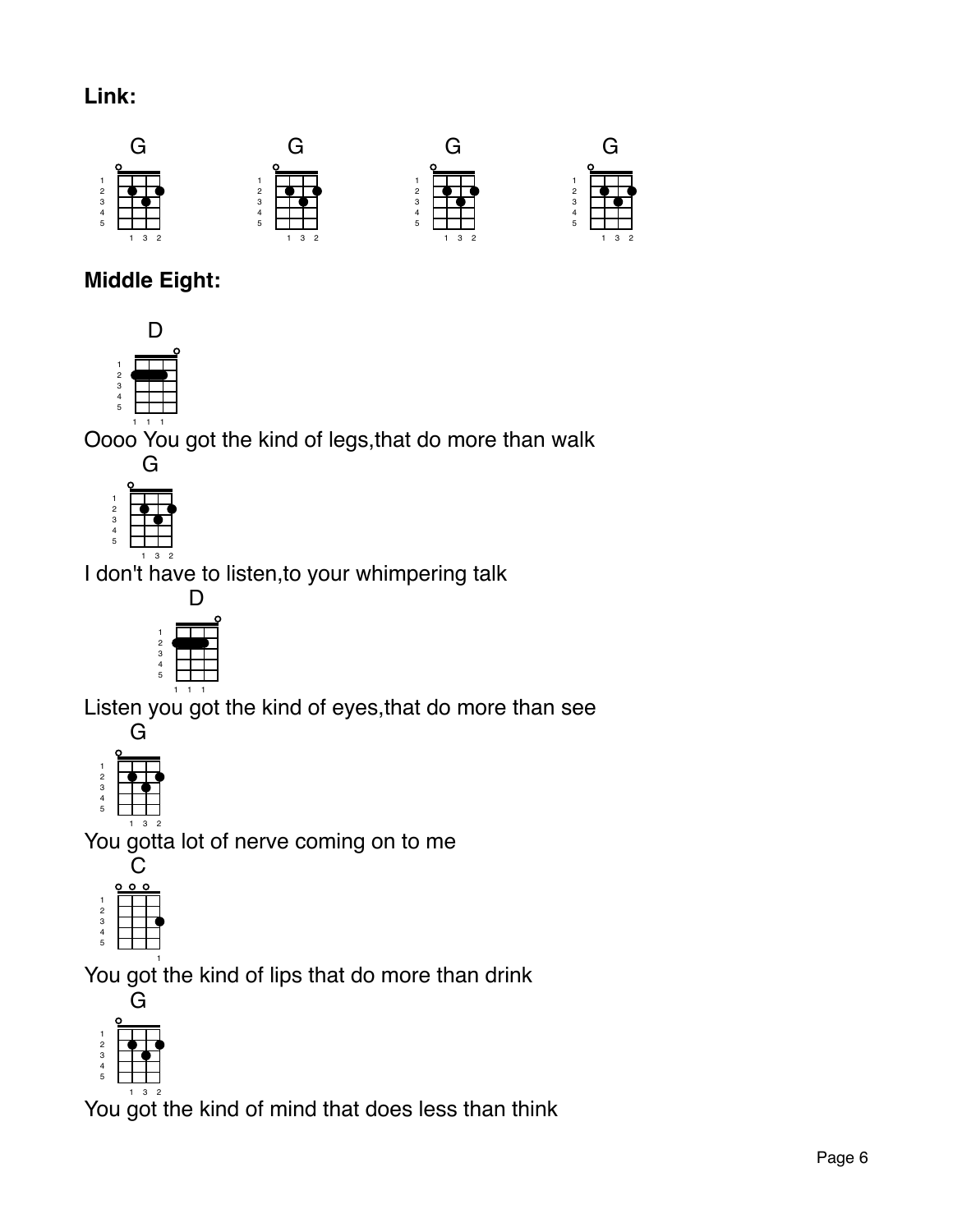**Link:**

G G G G

**Middle Eight:**

D
Oooo You got the kind of legs,that do more than walk

G
I don't have to listen,to your whimpering talk

D
Listen you got the kind of eyes,that do more than see

G
You gotta lot of nerve coming on to me

C
You got the kind of lips that do more than drink

G
You got the kind of mind that does less than think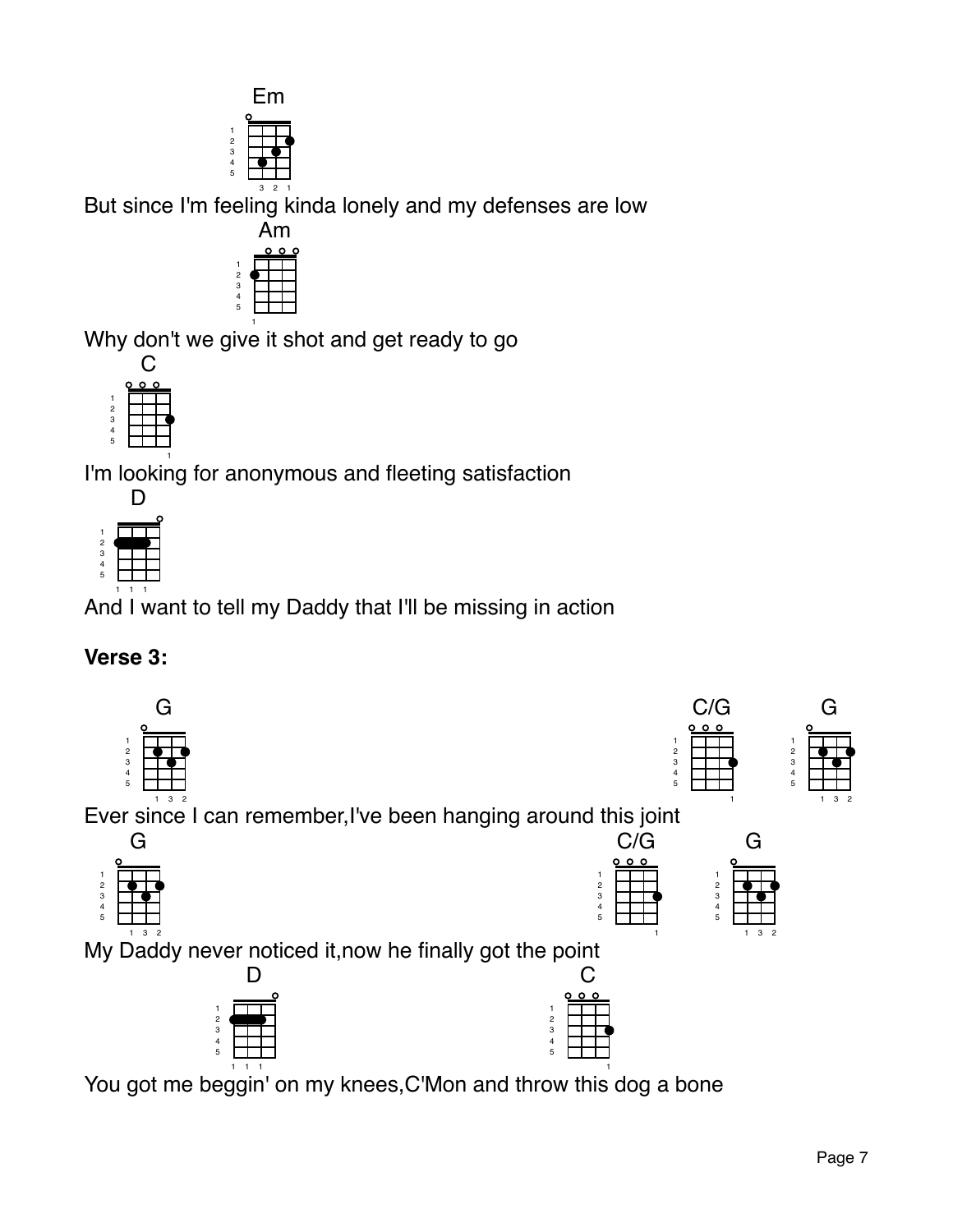Em

But since I'm feeling kinda lonely and my defenses are low

Am

Why don't we give it shot and get ready to go

C

I'm looking for anonymous and fleeting satisfaction

D

And I want to tell my Daddy that I'll be missing in action

**Verse 3:**

G C/G G

Ever since I can remember,I've been hanging around this joint

G C/G G

My Daddy never noticed it,now he finally got the point

D C

You got me beggin' on my knees,C'Mon and throw this dog a bone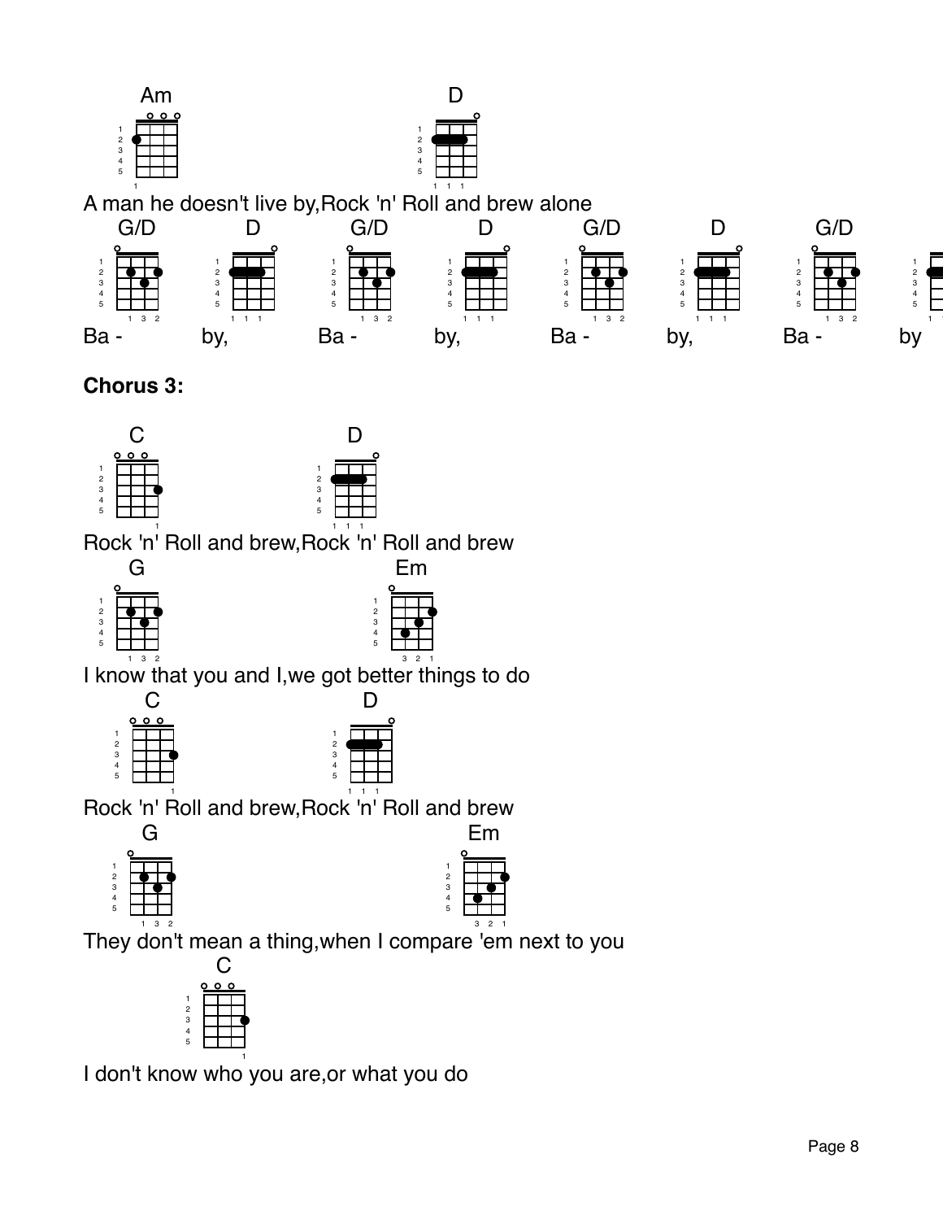Am                                    D

A man he doesn't live by,Rock 'n' Roll and brew alone

G/D        D        G/D        D        G/D        D        G/D

Ba -       by,      Ba -       by,      Ba -       by,      Ba -       by

**Chorus 3:**

C                              D

Rock 'n' Roll and brew,Rock 'n' Roll and brew

G                              Em

I know that you and I,we got better things to do

C                              D

Rock 'n' Roll and brew,Rock 'n' Roll and brew

G                                        Em

They don't mean a thing,when I compare 'em next to you

C

I don't know who you are,or what you do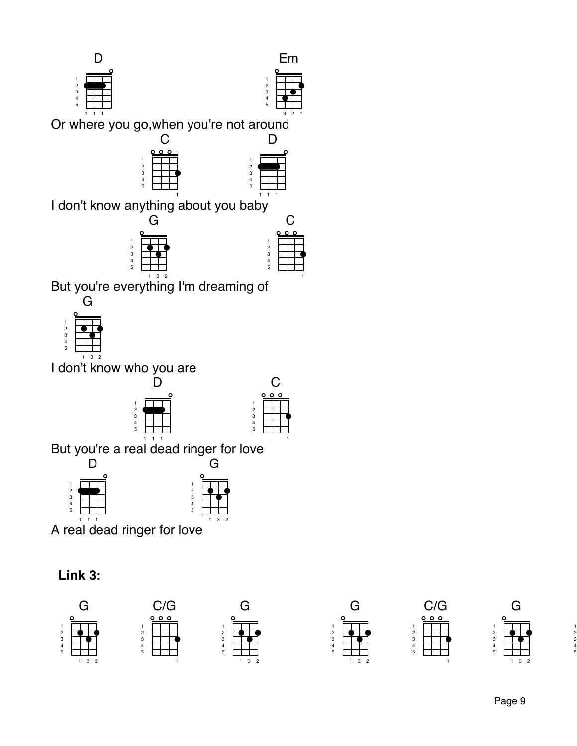D                                                                 Em

Or where you go,when you're not around

C                                   D

I don't know anything about you baby

G                                     C

But you're everything I'm dreaming of

G

I don't know who you are

D                                   C

But you're a real dead ringer for love

D                   G

A real dead ringer for love

**Link 3:**

G          C/G          G          G          C/G          G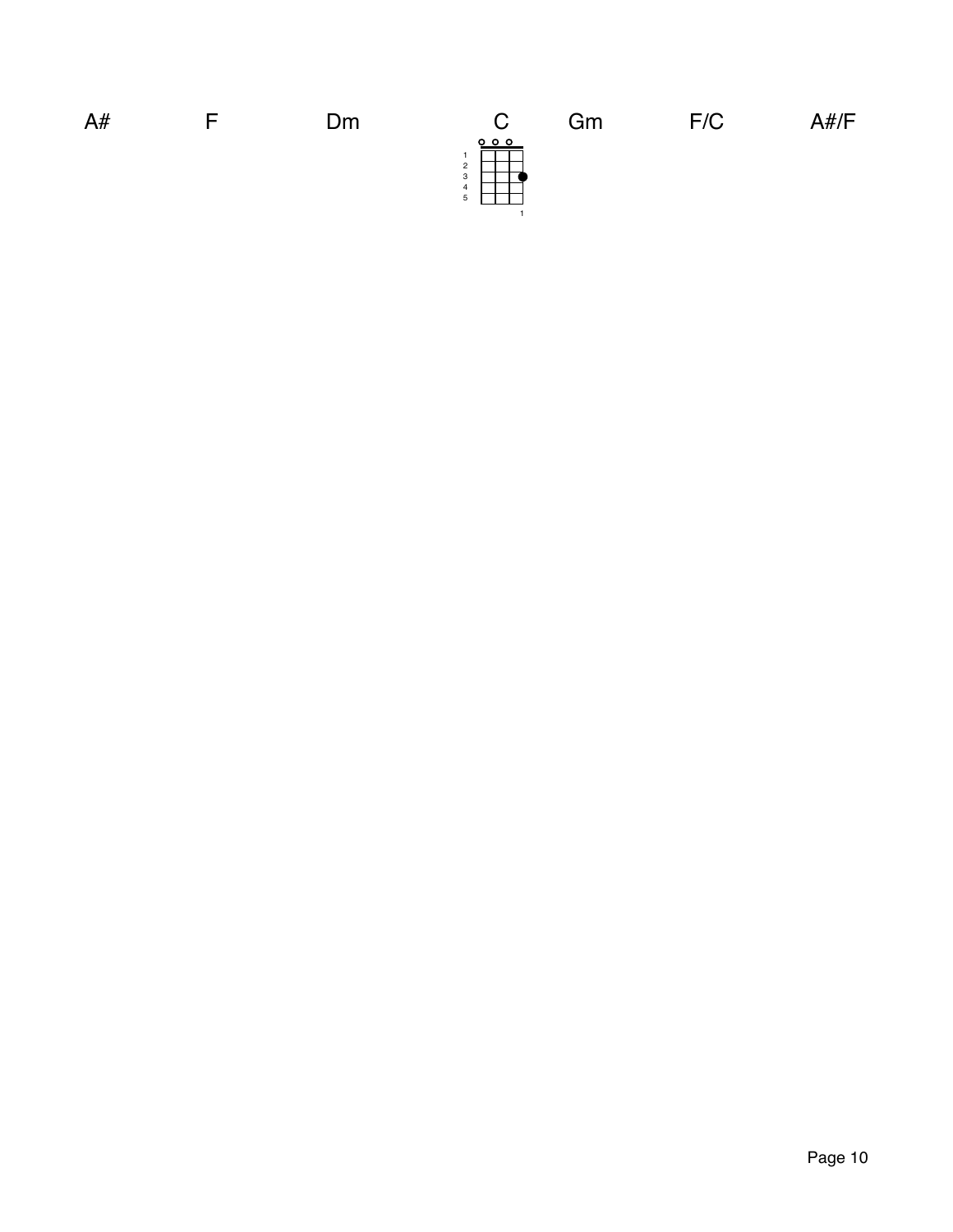A#    F    Dm    C    Gm    F/C    A#/F